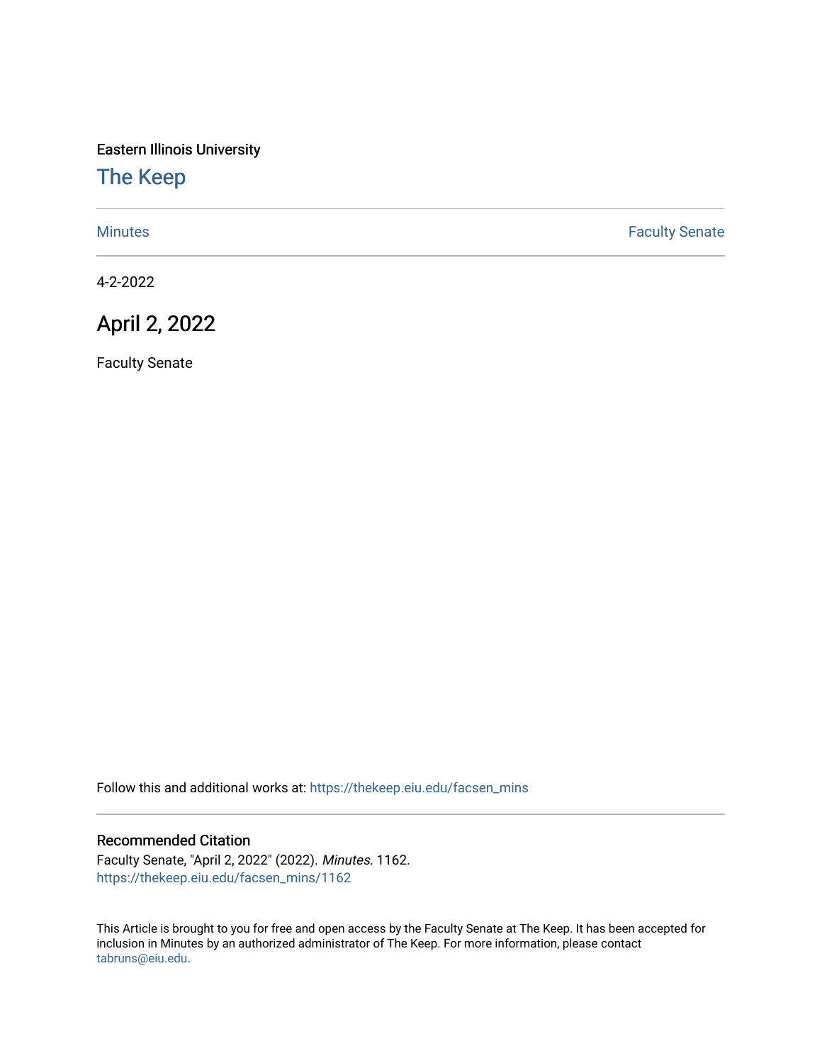Eastern Illinois University

# The Keep

Minutes | Faculty Senate

4-2-2022

## April 2, 2022

Faculty Senate

Follow this and additional works at: https://thekeep.eiu.edu/facsen_mins

### Recommended Citation

Faculty Senate, "April 2, 2022" (2022). *Minutes*. 1162.
https://thekeep.eiu.edu/facsen_mins/1162

This Article is brought to you for free and open access by the Faculty Senate at The Keep. It has been accepted for inclusion in Minutes by an authorized administrator of The Keep. For more information, please contact tabruns@eiu.edu.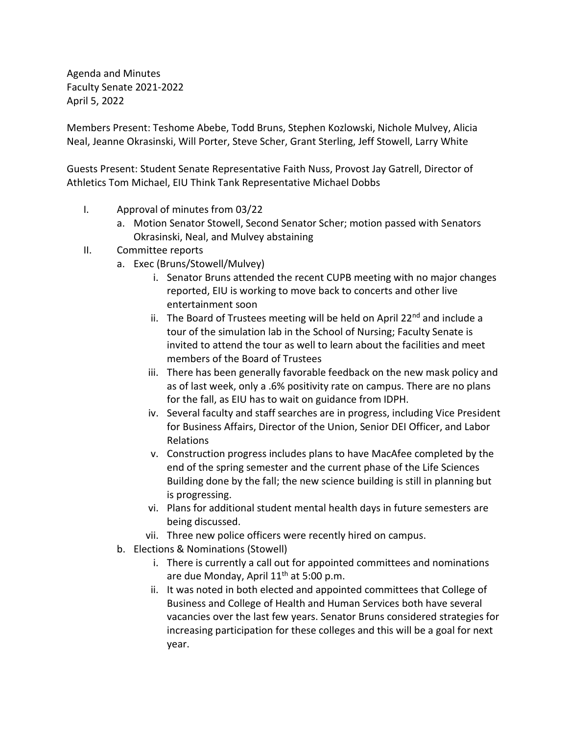Agenda and Minutes
Faculty Senate 2021-2022
April 5, 2022

Members Present: Teshome Abebe, Todd Bruns, Stephen Kozlowski, Nichole Mulvey, Alicia Neal, Jeanne Okrasinski, Will Porter, Steve Scher, Grant Sterling, Jeff Stowell, Larry White

Guests Present: Student Senate Representative Faith Nuss, Provost Jay Gatrell, Director of Athletics Tom Michael, EIU Think Tank Representative Michael Dobbs

I. Approval of minutes from 03/22
   a. Motion Senator Stowell, Second Senator Scher; motion passed with Senators Okrasinski, Neal, and Mulvey abstaining
II. Committee reports
   a. Exec (Bruns/Stowell/Mulvey)
      i. Senator Bruns attended the recent CUPB meeting with no major changes reported, EIU is working to move back to concerts and other live entertainment soon
      ii. The Board of Trustees meeting will be held on April 22nd and include a tour of the simulation lab in the School of Nursing; Faculty Senate is invited to attend the tour as well to learn about the facilities and meet members of the Board of Trustees
      iii. There has been generally favorable feedback on the new mask policy and as of last week, only a .6% positivity rate on campus. There are no plans for the fall, as EIU has to wait on guidance from IDPH.
      iv. Several faculty and staff searches are in progress, including Vice President for Business Affairs, Director of the Union, Senior DEI Officer, and Labor Relations
      v. Construction progress includes plans to have MacAfee completed by the end of the spring semester and the current phase of the Life Sciences Building done by the fall; the new science building is still in planning but is progressing.
      vi. Plans for additional student mental health days in future semesters are being discussed.
      vii. Three new police officers were recently hired on campus.
   b. Elections & Nominations (Stowell)
      i. There is currently a call out for appointed committees and nominations are due Monday, April 11th at 5:00 p.m.
      ii. It was noted in both elected and appointed committees that College of Business and College of Health and Human Services both have several vacancies over the last few years. Senator Bruns considered strategies for increasing participation for these colleges and this will be a goal for next year.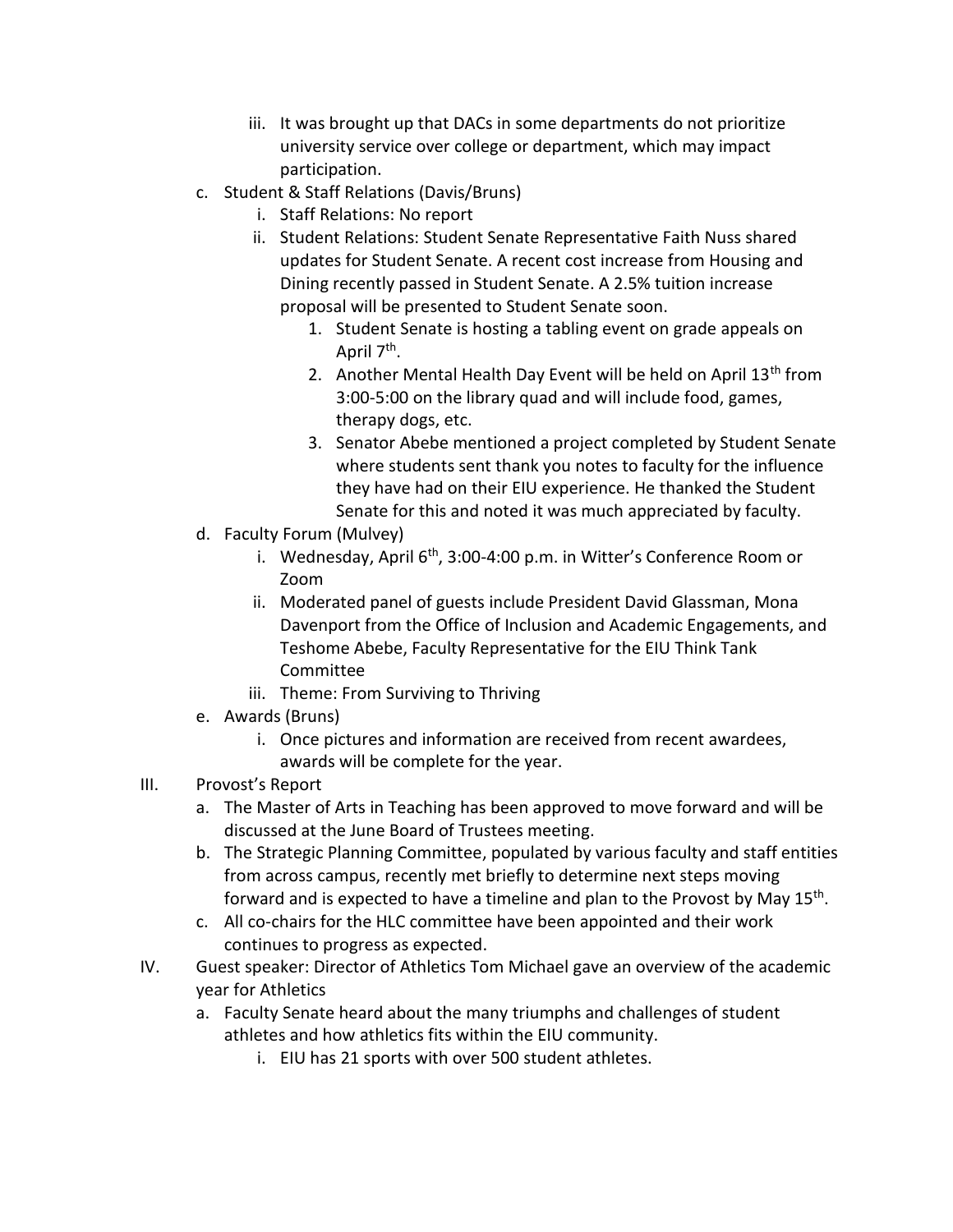iii. It was brought up that DACs in some departments do not prioritize university service over college or department, which may impact participation.

c. Student & Staff Relations (Davis/Bruns)
   i. Staff Relations: No report
   ii. Student Relations: Student Senate Representative Faith Nuss shared updates for Student Senate. A recent cost increase from Housing and Dining recently passed in Student Senate. A 2.5% tuition increase proposal will be presented to Student Senate soon.
      1. Student Senate is hosting a tabling event on grade appeals on April 7th.
      2. Another Mental Health Day Event will be held on April 13th from 3:00-5:00 on the library quad and will include food, games, therapy dogs, etc.
      3. Senator Abebe mentioned a project completed by Student Senate where students sent thank you notes to faculty for the influence they have had on their EIU experience. He thanked the Student Senate for this and noted it was much appreciated by faculty.

d. Faculty Forum (Mulvey)
   i. Wednesday, April 6th, 3:00-4:00 p.m. in Witter's Conference Room or Zoom
   ii. Moderated panel of guests include President David Glassman, Mona Davenport from the Office of Inclusion and Academic Engagements, and Teshome Abebe, Faculty Representative for the EIU Think Tank Committee
   iii. Theme: From Surviving to Thriving

e. Awards (Bruns)
   i. Once pictures and information are received from recent awardees, awards will be complete for the year.

III. Provost's Report
   a. The Master of Arts in Teaching has been approved to move forward and will be discussed at the June Board of Trustees meeting.
   b. The Strategic Planning Committee, populated by various faculty and staff entities from across campus, recently met briefly to determine next steps moving forward and is expected to have a timeline and plan to the Provost by May 15th.
   c. All co-chairs for the HLC committee have been appointed and their work continues to progress as expected.

IV. Guest speaker: Director of Athletics Tom Michael gave an overview of the academic year for Athletics
   a. Faculty Senate heard about the many triumphs and challenges of student athletes and how athletics fits within the EIU community.
      i. EIU has 21 sports with over 500 student athletes.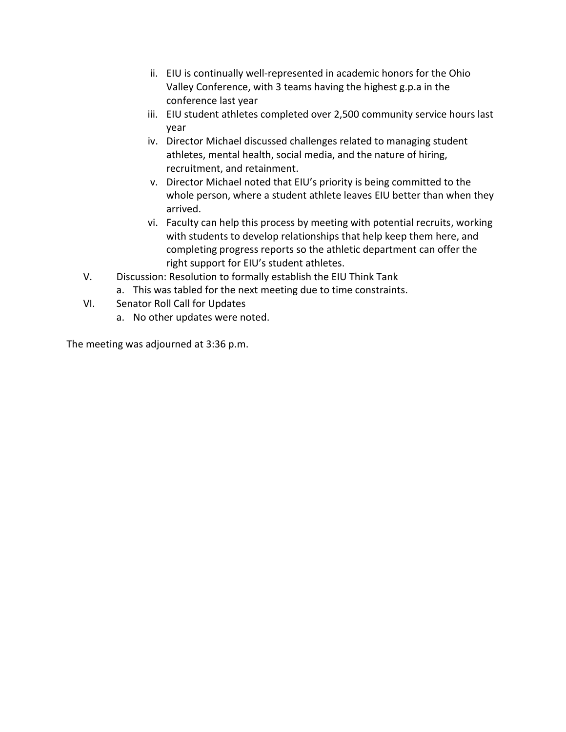ii. EIU is continually well-represented in academic honors for the Ohio Valley Conference, with 3 teams having the highest g.p.a in the conference last year
iii. EIU student athletes completed over 2,500 community service hours last year
iv. Director Michael discussed challenges related to managing student athletes, mental health, social media, and the nature of hiring, recruitment, and retainment.
v. Director Michael noted that EIU's priority is being committed to the whole person, where a student athlete leaves EIU better than when they arrived.
vi. Faculty can help this process by meeting with potential recruits, working with students to develop relationships that help keep them here, and completing progress reports so the athletic department can offer the right support for EIU's student athletes.

V. Discussion: Resolution to formally establish the EIU Think Tank
   a. This was tabled for the next meeting due to time constraints.

VI. Senator Roll Call for Updates
   a. No other updates were noted.

The meeting was adjourned at 3:36 p.m.